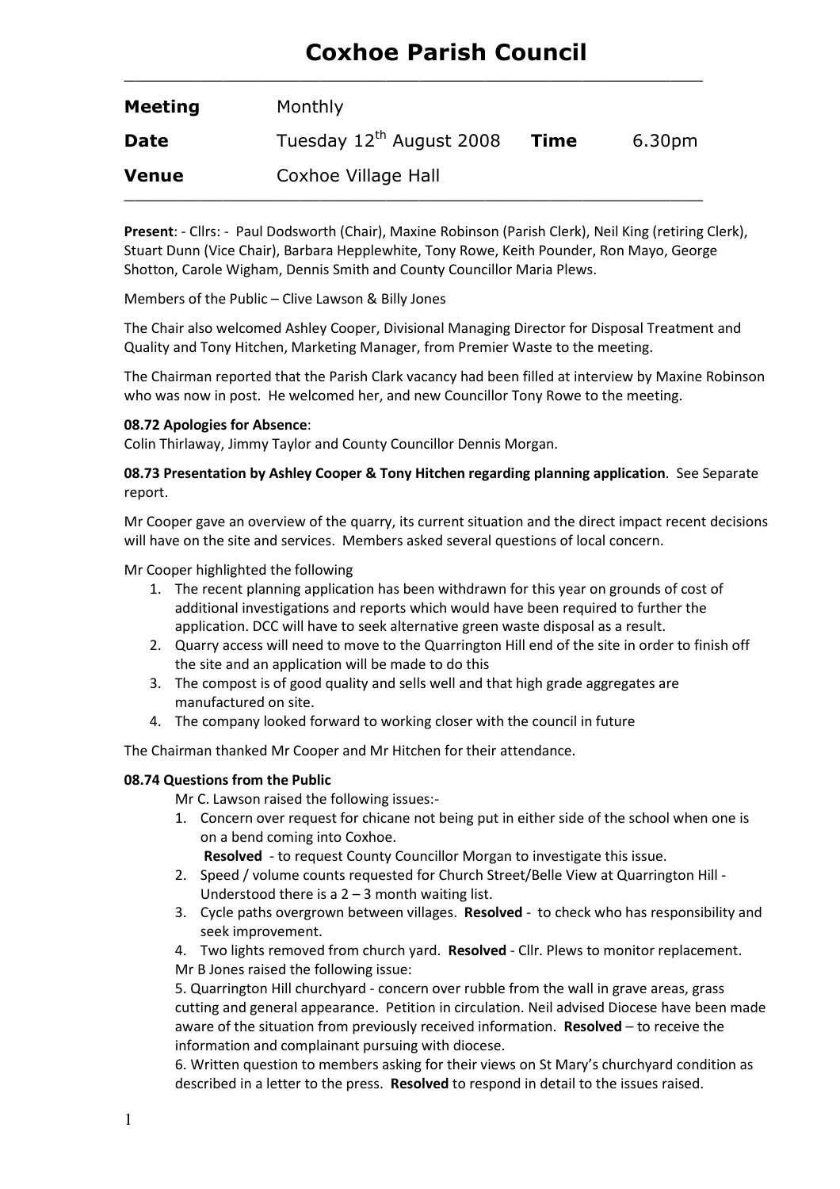# Coxhoe Parish Council

| | | | |
|---|---|---|---|
| **Meeting** | Monthly | | |
| **Date** | Tuesday 12th August 2008 | **Time** | 6.30pm |
| **Venue** | Coxhoe Village Hall | | |

**Present**: - Cllrs: - Paul Dodsworth (Chair), Maxine Robinson (Parish Clerk), Neil King (retiring Clerk), Stuart Dunn (Vice Chair), Barbara Hepplewhite, Tony Rowe, Keith Pounder, Ron Mayo, George Shotton, Carole Wigham, Dennis Smith and County Councillor Maria Plews.

Members of the Public – Clive Lawson & Billy Jones

The Chair also welcomed Ashley Cooper, Divisional Managing Director for Disposal Treatment and Quality and Tony Hitchen, Marketing Manager, from Premier Waste to the meeting.

The Chairman reported that the Parish Clark vacancy had been filled at interview by Maxine Robinson who was now in post. He welcomed her, and new Councillor Tony Rowe to the meeting.

**08.72 Apologies for Absence**:
Colin Thirlaway, Jimmy Taylor and County Councillor Dennis Morgan.

**08.73 Presentation by Ashley Cooper & Tony Hitchen regarding planning application**. See Separate report.

Mr Cooper gave an overview of the quarry, its current situation and the direct impact recent decisions will have on the site and services. Members asked several questions of local concern.

Mr Cooper highlighted the following

1. The recent planning application has been withdrawn for this year on grounds of cost of additional investigations and reports which would have been required to further the application. DCC will have to seek alternative green waste disposal as a result.
2. Quarry access will need to move to the Quarrington Hill end of the site in order to finish off the site and an application will be made to do this
3. The compost is of good quality and sells well and that high grade aggregates are manufactured on site.
4. The company looked forward to working closer with the council in future

The Chairman thanked Mr Cooper and Mr Hitchen for their attendance.

**08.74 Questions from the Public**

Mr C. Lawson raised the following issues:-

1. Concern over request for chicane not being put in either side of the school when one is on a bend coming into Coxhoe.
   **Resolved** - to request County Councillor Morgan to investigate this issue.
2. Speed / volume counts requested for Church Street/Belle View at Quarrington Hill - Understood there is a 2 – 3 month waiting list.
3. Cycle paths overgrown between villages. **Resolved** - to check who has responsibility and seek improvement.
4. Two lights removed from church yard. **Resolved** - Cllr. Plews to monitor replacement.

Mr B Jones raised the following issue:

5. Quarrington Hill churchyard - concern over rubble from the wall in grave areas, grass cutting and general appearance. Petition in circulation. Neil advised Diocese have been made aware of the situation from previously received information. **Resolved** – to receive the information and complainant pursuing with diocese.

6. Written question to members asking for their views on St Mary's churchyard condition as described in a letter to the press. **Resolved** to respond in detail to the issues raised.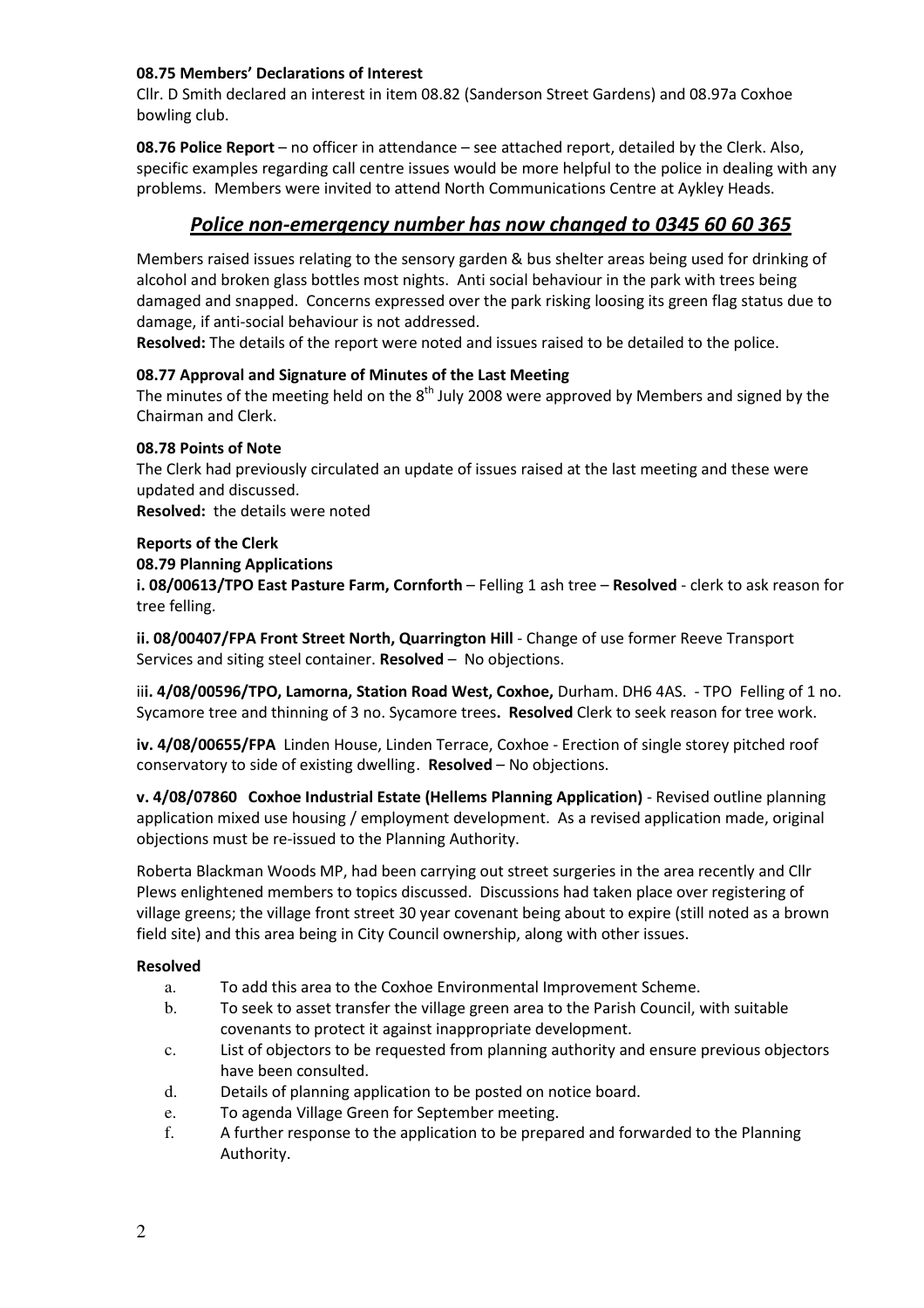**08.75 Members' Declarations of Interest**

Cllr. D Smith declared an interest in item 08.82 (Sanderson Street Gardens) and 08.97a Coxhoe bowling club.

**08.76 Police Report** – no officer in attendance – see attached report, detailed by the Clerk. Also, specific examples regarding call centre issues would be more helpful to the police in dealing with any problems. Members were invited to attend North Communications Centre at Aykley Heads.

## ***Police non-emergency number has now changed to 0345 60 60 365***

Members raised issues relating to the sensory garden & bus shelter areas being used for drinking of alcohol and broken glass bottles most nights. Anti social behaviour in the park with trees being damaged and snapped. Concerns expressed over the park risking loosing its green flag status due to damage, if anti-social behaviour is not addressed.

**Resolved:** The details of the report were noted and issues raised to be detailed to the police.

**08.77 Approval and Signature of Minutes of the Last Meeting**

The minutes of the meeting held on the 8th July 2008 were approved by Members and signed by the Chairman and Clerk.

**08.78 Points of Note**

The Clerk had previously circulated an update of issues raised at the last meeting and these were updated and discussed.

**Resolved:** the details were noted

**Reports of the Clerk**

**08.79 Planning Applications**

**i. 08/00613/TPO East Pasture Farm, Cornforth** – Felling 1 ash tree – **Resolved** - clerk to ask reason for tree felling.

**ii. 08/00407/FPA Front Street North, Quarrington Hill** - Change of use former Reeve Transport Services and siting steel container. **Resolved** – No objections.

**iii. 4/08/00596/TPO, Lamorna, Station Road West, Coxhoe,** Durham. DH6 4AS. - TPO Felling of 1 no. Sycamore tree and thinning of 3 no. Sycamore trees**. Resolved** Clerk to seek reason for tree work.

**iv. 4/08/00655/FPA** Linden House, Linden Terrace, Coxhoe - Erection of single storey pitched roof conservatory to side of existing dwelling. **Resolved** – No objections.

**v. 4/08/07860 Coxhoe Industrial Estate (Hellems Planning Application)** - Revised outline planning application mixed use housing / employment development. As a revised application made, original objections must be re-issued to the Planning Authority.

Roberta Blackman Woods MP, had been carrying out street surgeries in the area recently and Cllr Plews enlightened members to topics discussed. Discussions had taken place over registering of village greens; the village front street 30 year covenant being about to expire (still noted as a brown field site) and this area being in City Council ownership, along with other issues.

**Resolved**

a. To add this area to the Coxhoe Environmental Improvement Scheme.
b. To seek to asset transfer the village green area to the Parish Council, with suitable covenants to protect it against inappropriate development.
c. List of objectors to be requested from planning authority and ensure previous objectors have been consulted.
d. Details of planning application to be posted on notice board.
e. To agenda Village Green for September meeting.
f. A further response to the application to be prepared and forwarded to the Planning Authority.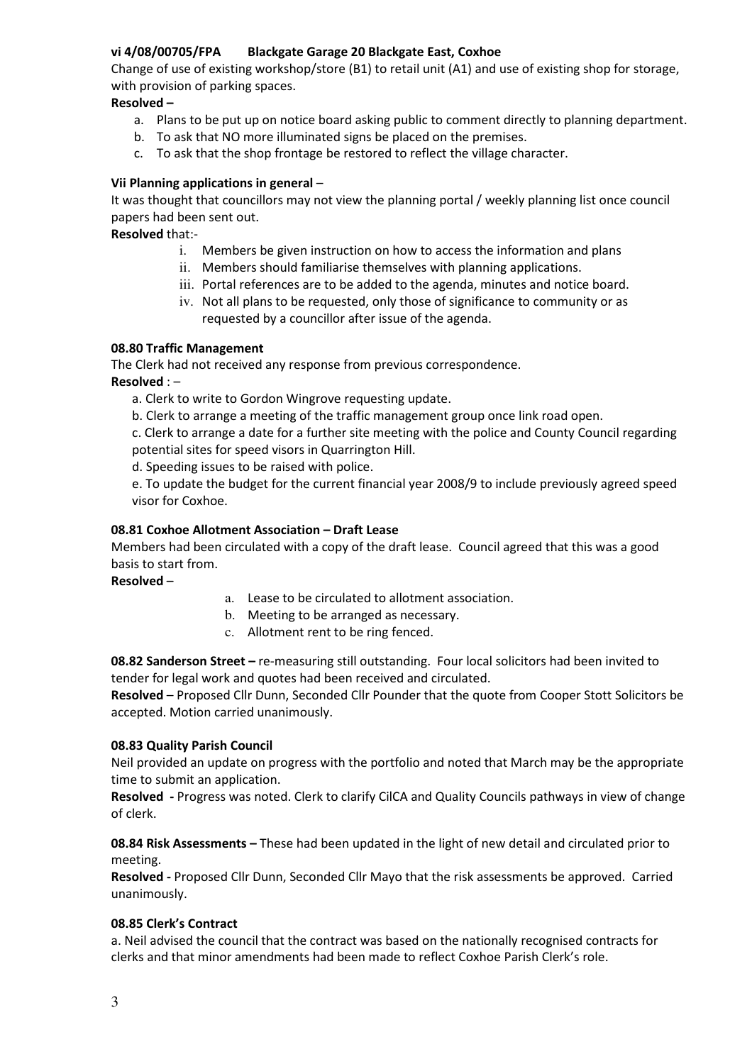**vi 4/08/00705/FPA Blackgate Garage 20 Blackgate East, Coxhoe**

Change of use of existing workshop/store (B1) to retail unit (A1) and use of existing shop for storage, with provision of parking spaces.

**Resolved –**

a. Plans to be put up on notice board asking public to comment directly to planning department.
b. To ask that NO more illuminated signs be placed on the premises.
c. To ask that the shop frontage be restored to reflect the village character.

**Vii Planning applications in general** –

It was thought that councillors may not view the planning portal / weekly planning list once council papers had been sent out.

**Resolved** that:-

i. Members be given instruction on how to access the information and plans
ii. Members should familiarise themselves with planning applications.
iii. Portal references are to be added to the agenda, minutes and notice board.
iv. Not all plans to be requested, only those of significance to community or as requested by a councillor after issue of the agenda.

**08.80 Traffic Management**

The Clerk had not received any response from previous correspondence.

**Resolved** : –

a. Clerk to write to Gordon Wingrove requesting update.
b. Clerk to arrange a meeting of the traffic management group once link road open.
c. Clerk to arrange a date for a further site meeting with the police and County Council regarding potential sites for speed visors in Quarrington Hill.
d. Speeding issues to be raised with police.
e. To update the budget for the current financial year 2008/9 to include previously agreed speed visor for Coxhoe.

**08.81 Coxhoe Allotment Association – Draft Lease**

Members had been circulated with a copy of the draft lease. Council agreed that this was a good basis to start from.

**Resolved** –

a. Lease to be circulated to allotment association.
b. Meeting to be arranged as necessary.
c. Allotment rent to be ring fenced.

**08.82 Sanderson Street –** re-measuring still outstanding. Four local solicitors had been invited to tender for legal work and quotes had been received and circulated.

**Resolved** – Proposed Cllr Dunn, Seconded Cllr Pounder that the quote from Cooper Stott Solicitors be accepted. Motion carried unanimously.

**08.83 Quality Parish Council**

Neil provided an update on progress with the portfolio and noted that March may be the appropriate time to submit an application.

**Resolved -** Progress was noted. Clerk to clarify CilCA and Quality Councils pathways in view of change of clerk.

**08.84 Risk Assessments –** These had been updated in the light of new detail and circulated prior to meeting.

**Resolved -** Proposed Cllr Dunn, Seconded Cllr Mayo that the risk assessments be approved. Carried unanimously.

**08.85 Clerk's Contract**

a. Neil advised the council that the contract was based on the nationally recognised contracts for clerks and that minor amendments had been made to reflect Coxhoe Parish Clerk's role.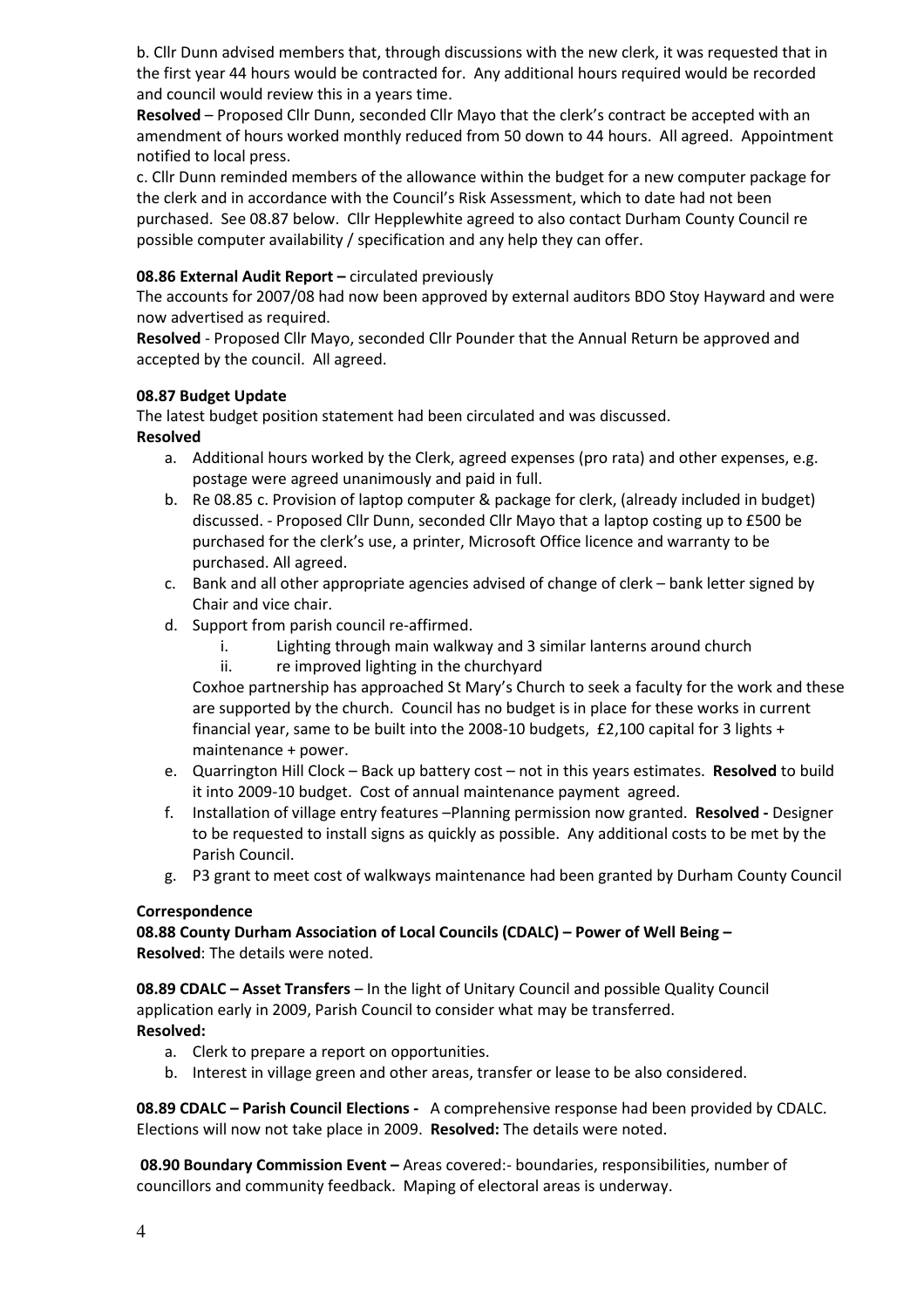b. Cllr Dunn advised members that, through discussions with the new clerk, it was requested that in the first year 44 hours would be contracted for. Any additional hours required would be recorded and council would review this in a years time.

**Resolved** – Proposed Cllr Dunn, seconded Cllr Mayo that the clerk's contract be accepted with an amendment of hours worked monthly reduced from 50 down to 44 hours. All agreed. Appointment notified to local press.

c. Cllr Dunn reminded members of the allowance within the budget for a new computer package for the clerk and in accordance with the Council's Risk Assessment, which to date had not been purchased. See 08.87 below. Cllr Hepplewhite agreed to also contact Durham County Council re possible computer availability / specification and any help they can offer.

**08.86 External Audit Report –** circulated previously

The accounts for 2007/08 had now been approved by external auditors BDO Stoy Hayward and were now advertised as required.

**Resolved** - Proposed Cllr Mayo, seconded Cllr Pounder that the Annual Return be approved and accepted by the council. All agreed.

**08.87 Budget Update**

The latest budget position statement had been circulated and was discussed.

**Resolved**

a. Additional hours worked by the Clerk, agreed expenses (pro rata) and other expenses, e.g. postage were agreed unanimously and paid in full.
b. Re 08.85 c. Provision of laptop computer & package for clerk, (already included in budget) discussed. - Proposed Cllr Dunn, seconded Cllr Mayo that a laptop costing up to £500 be purchased for the clerk's use, a printer, Microsoft Office licence and warranty to be purchased. All agreed.
c. Bank and all other appropriate agencies advised of change of clerk – bank letter signed by Chair and vice chair.
d. Support from parish council re-affirmed.
    i. Lighting through main walkway and 3 similar lanterns around church
    ii. re improved lighting in the churchyard

   Coxhoe partnership has approached St Mary's Church to seek a faculty for the work and these are supported by the church. Council has no budget is in place for these works in current financial year, same to be built into the 2008-10 budgets, £2,100 capital for 3 lights + maintenance + power.
e. Quarrington Hill Clock – Back up battery cost – not in this years estimates. **Resolved** to build it into 2009-10 budget. Cost of annual maintenance payment agreed.
f. Installation of village entry features –Planning permission now granted. **Resolved -** Designer to be requested to install signs as quickly as possible. Any additional costs to be met by the Parish Council.
g. P3 grant to meet cost of walkways maintenance had been granted by Durham County Council

**Correspondence**

**08.88 County Durham Association of Local Councils (CDALC) – Power of Well Being –**
**Resolved**: The details were noted.

**08.89 CDALC – Asset Transfers** – In the light of Unitary Council and possible Quality Council application early in 2009, Parish Council to consider what may be transferred.

**Resolved:**

a. Clerk to prepare a report on opportunities.
b. Interest in village green and other areas, transfer or lease to be also considered.

**08.89 CDALC – Parish Council Elections -** A comprehensive response had been provided by CDALC. Elections will now not take place in 2009. **Resolved:** The details were noted.

**08.90 Boundary Commission Event –** Areas covered:- boundaries, responsibilities, number of councillors and community feedback. Maping of electoral areas is underway.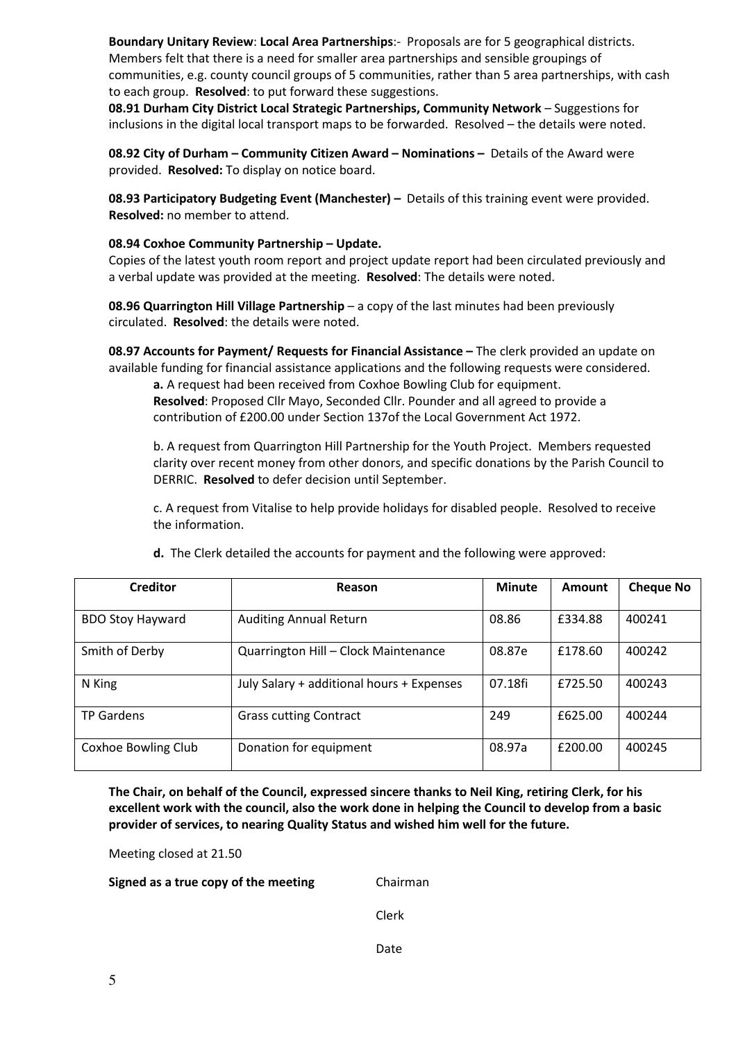**Boundary Unitary Review**: **Local Area Partnerships**:- Proposals are for 5 geographical districts. Members felt that there is a need for smaller area partnerships and sensible groupings of communities, e.g. county council groups of 5 communities, rather than 5 area partnerships, with cash to each group. **Resolved**: to put forward these suggestions.

**08.91 Durham City District Local Strategic Partnerships, Community Network** – Suggestions for inclusions in the digital local transport maps to be forwarded. Resolved – the details were noted.

**08.92 City of Durham – Community Citizen Award – Nominations –** Details of the Award were provided. **Resolved:** To display on notice board.

**08.93 Participatory Budgeting Event (Manchester) –** Details of this training event were provided. **Resolved:** no member to attend.

**08.94 Coxhoe Community Partnership – Update.**

Copies of the latest youth room report and project update report had been circulated previously and a verbal update was provided at the meeting. **Resolved**: The details were noted.

**08.96 Quarrington Hill Village Partnership** – a copy of the last minutes had been previously circulated. **Resolved**: the details were noted.

**08.97 Accounts for Payment/ Requests for Financial Assistance –** The clerk provided an update on available funding for financial assistance applications and the following requests were considered.

**a.** A request had been received from Coxhoe Bowling Club for equipment. **Resolved**: Proposed Cllr Mayo, Seconded Cllr. Pounder and all agreed to provide a contribution of £200.00 under Section 137of the Local Government Act 1972.

b. A request from Quarrington Hill Partnership for the Youth Project. Members requested clarity over recent money from other donors, and specific donations by the Parish Council to DERRIC. **Resolved** to defer decision until September.

c. A request from Vitalise to help provide holidays for disabled people. Resolved to receive the information.

**d.** The Clerk detailed the accounts for payment and the following were approved:

| Creditor | Reason | Minute | Amount | Cheque No |
|---|---|---|---|---|
| BDO Stoy Hayward | Auditing Annual Return | 08.86 | £334.88 | 400241 |
| Smith of Derby | Quarrington Hill – Clock Maintenance | 08.87e | £178.60 | 400242 |
| N King | July Salary + additional hours + Expenses | 07.18fi | £725.50 | 400243 |
| TP Gardens | Grass cutting Contract | 249 | £625.00 | 400244 |
| Coxhoe Bowling Club | Donation for equipment | 08.97a | £200.00 | 400245 |

**The Chair, on behalf of the Council, expressed sincere thanks to Neil King, retiring Clerk, for his excellent work with the council, also the work done in helping the Council to develop from a basic provider of services, to nearing Quality Status and wished him well for the future.**

Meeting closed at 21.50

**Signed as a true copy of the meeting** Chairman

Clerk

Date